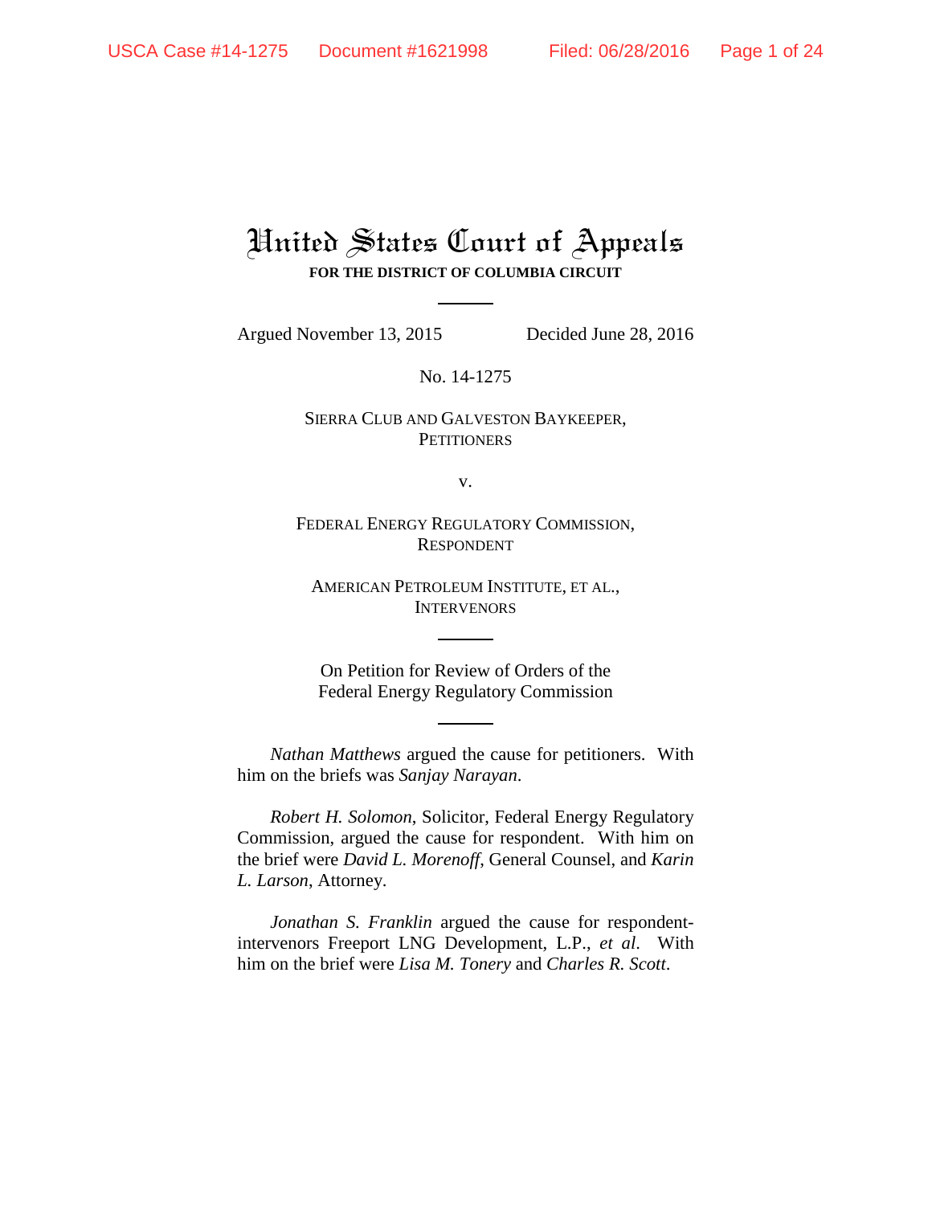# United States Court of Appeals

**FOR THE DISTRICT OF COLUMBIA CIRCUIT**

Argued November 13, 2015 Decided June 28, 2016

No. 14-1275

SIERRA CLUB AND GALVESTON BAYKEEPER,
PETITIONERS

v.

FEDERAL ENERGY REGULATORY COMMISSION,
RESPONDENT

AMERICAN PETROLEUM INSTITUTE, ET AL.,
INTERVENORS

On Petition for Review of Orders of the
Federal Energy Regulatory Commission

*Nathan Matthews* argued the cause for petitioners. With him on the briefs was *Sanjay Narayan*.

*Robert H. Solomon*, Solicitor, Federal Energy Regulatory Commission, argued the cause for respondent. With him on the brief were *David L. Morenoff*, General Counsel, and *Karin L. Larson*, Attorney.

*Jonathan S. Franklin* argued the cause for respondent-intervenors Freeport LNG Development, L.P., *et al*. With him on the brief were *Lisa M. Tonery* and *Charles R. Scott*.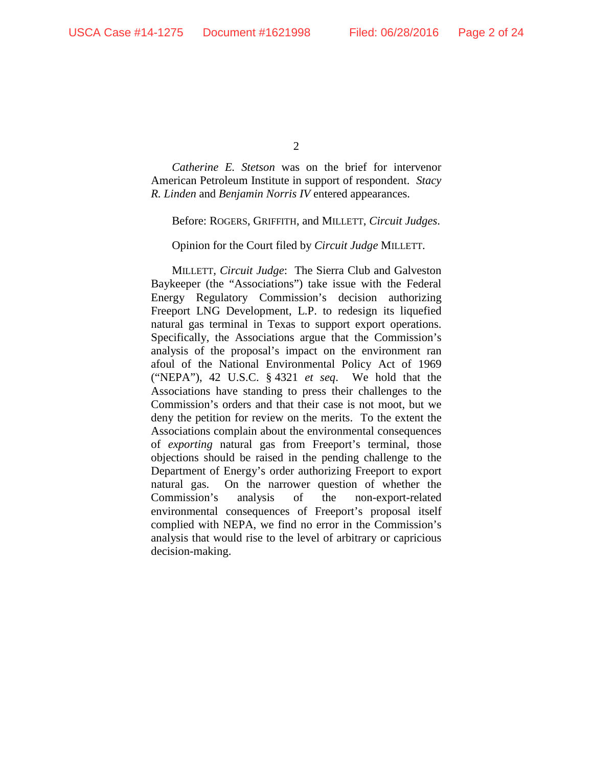*Catherine E. Stetson* was on the brief for intervenor American Petroleum Institute in support of respondent. *Stacy R. Linden* and *Benjamin Norris IV* entered appearances.

Before: ROGERS, GRIFFITH, and MILLETT, *Circuit Judges*.

Opinion for the Court filed by *Circuit Judge* MILLETT.

MILLETT, *Circuit Judge*: The Sierra Club and Galveston Baykeeper (the "Associations") take issue with the Federal Energy Regulatory Commission's decision authorizing Freeport LNG Development, L.P. to redesign its liquefied natural gas terminal in Texas to support export operations. Specifically, the Associations argue that the Commission's analysis of the proposal's impact on the environment ran afoul of the National Environmental Policy Act of 1969 ("NEPA"), 42 U.S.C. § 4321 *et seq*. We hold that the Associations have standing to press their challenges to the Commission's orders and that their case is not moot, but we deny the petition for review on the merits. To the extent the Associations complain about the environmental consequences of *exporting* natural gas from Freeport's terminal, those objections should be raised in the pending challenge to the Department of Energy's order authorizing Freeport to export natural gas. On the narrower question of whether the Commission's analysis of the non-export-related environmental consequences of Freeport's proposal itself complied with NEPA, we find no error in the Commission's analysis that would rise to the level of arbitrary or capricious decision-making.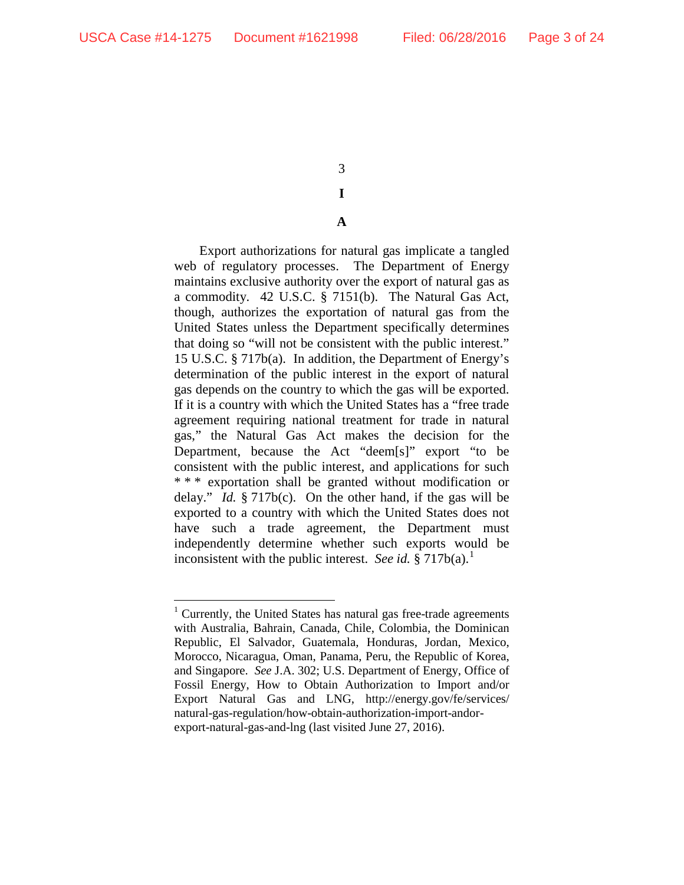# I

## A

Export authorizations for natural gas implicate a tangled web of regulatory processes. The Department of Energy maintains exclusive authority over the export of natural gas as a commodity. 42 U.S.C. § 7151(b). The Natural Gas Act, though, authorizes the exportation of natural gas from the United States unless the Department specifically determines that doing so "will not be consistent with the public interest." 15 U.S.C. § 717b(a). In addition, the Department of Energy's determination of the public interest in the export of natural gas depends on the country to which the gas will be exported. If it is a country with which the United States has a "free trade agreement requiring national treatment for trade in natural gas," the Natural Gas Act makes the decision for the Department, because the Act "deem[s]" export "to be consistent with the public interest, and applications for such * * * exportation shall be granted without modification or delay." *Id.* § 717b(c). On the other hand, if the gas will be exported to a country with which the United States does not have such a trade agreement, the Department must independently determine whether such exports would be inconsistent with the public interest. *See id.* § 717b(a).[1]

[1] Currently, the United States has natural gas free-trade agreements with Australia, Bahrain, Canada, Chile, Colombia, the Dominican Republic, El Salvador, Guatemala, Honduras, Jordan, Mexico, Morocco, Nicaragua, Oman, Panama, Peru, the Republic of Korea, and Singapore. *See* J.A. 302; U.S. Department of Energy, Office of Fossil Energy, How to Obtain Authorization to Import and/or Export Natural Gas and LNG, http://energy.gov/fe/services/natural-gas-regulation/how-obtain-authorization-import-andor-export-natural-gas-and-lng (last visited June 27, 2016).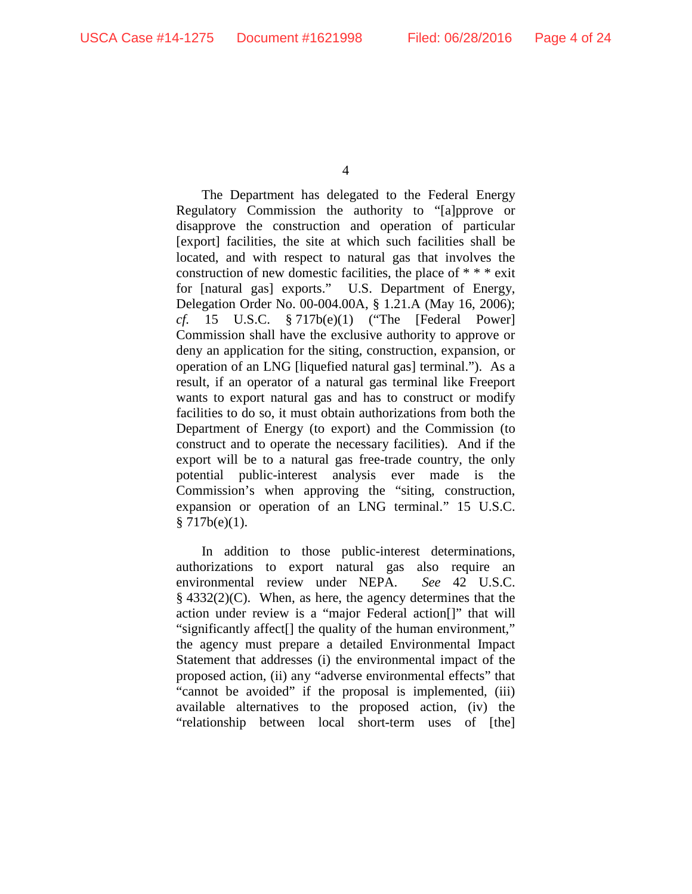The Department has delegated to the Federal Energy Regulatory Commission the authority to "[a]pprove or disapprove the construction and operation of particular [export] facilities, the site at which such facilities shall be located, and with respect to natural gas that involves the construction of new domestic facilities, the place of * * * exit for [natural gas] exports." U.S. Department of Energy, Delegation Order No. 00-004.00A, § 1.21.A (May 16, 2006); *cf.* 15 U.S.C. § 717b(e)(1) ("The [Federal Power] Commission shall have the exclusive authority to approve or deny an application for the siting, construction, expansion, or operation of an LNG [liquefied natural gas] terminal."). As a result, if an operator of a natural gas terminal like Freeport wants to export natural gas and has to construct or modify facilities to do so, it must obtain authorizations from both the Department of Energy (to export) and the Commission (to construct and to operate the necessary facilities). And if the export will be to a natural gas free-trade country, the only potential public-interest analysis ever made is the Commission's when approving the "siting, construction, expansion or operation of an LNG terminal." 15 U.S.C. § 717b(e)(1).

In addition to those public-interest determinations, authorizations to export natural gas also require an environmental review under NEPA. *See* 42 U.S.C. § 4332(2)(C). When, as here, the agency determines that the action under review is a "major Federal action[]" that will "significantly affect[] the quality of the human environment," the agency must prepare a detailed Environmental Impact Statement that addresses (i) the environmental impact of the proposed action, (ii) any "adverse environmental effects" that "cannot be avoided" if the proposal is implemented, (iii) available alternatives to the proposed action, (iv) the "relationship between local short-term uses of [the]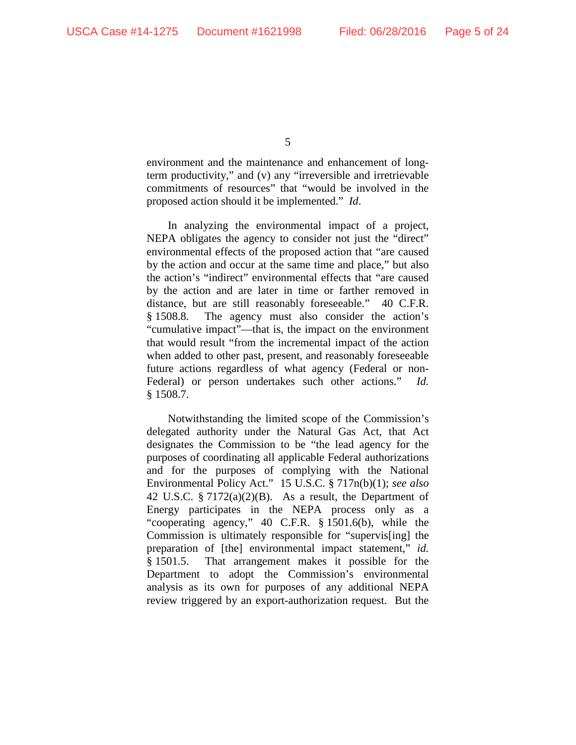environment and the maintenance and enhancement of long-term productivity," and (v) any "irreversible and irretrievable commitments of resources" that "would be involved in the proposed action should it be implemented." *Id*.

In analyzing the environmental impact of a project, NEPA obligates the agency to consider not just the "direct" environmental effects of the proposed action that "are caused by the action and occur at the same time and place," but also the action's "indirect" environmental effects that "are caused by the action and are later in time or farther removed in distance, but are still reasonably foreseeable." 40 C.F.R. § 1508.8. The agency must also consider the action's "cumulative impact"—that is, the impact on the environment that would result "from the incremental impact of the action when added to other past, present, and reasonably foreseeable future actions regardless of what agency (Federal or non-Federal) or person undertakes such other actions." *Id.* § 1508.7.

Notwithstanding the limited scope of the Commission's delegated authority under the Natural Gas Act, that Act designates the Commission to be "the lead agency for the purposes of coordinating all applicable Federal authorizations and for the purposes of complying with the National Environmental Policy Act." 15 U.S.C. § 717n(b)(1); *see also* 42 U.S.C. § 7172(a)(2)(B). As a result, the Department of Energy participates in the NEPA process only as a "cooperating agency," 40 C.F.R. § 1501.6(b), while the Commission is ultimately responsible for "supervis[ing] the preparation of [the] environmental impact statement," *id.* § 1501.5. That arrangement makes it possible for the Department to adopt the Commission's environmental analysis as its own for purposes of any additional NEPA review triggered by an export-authorization request. But the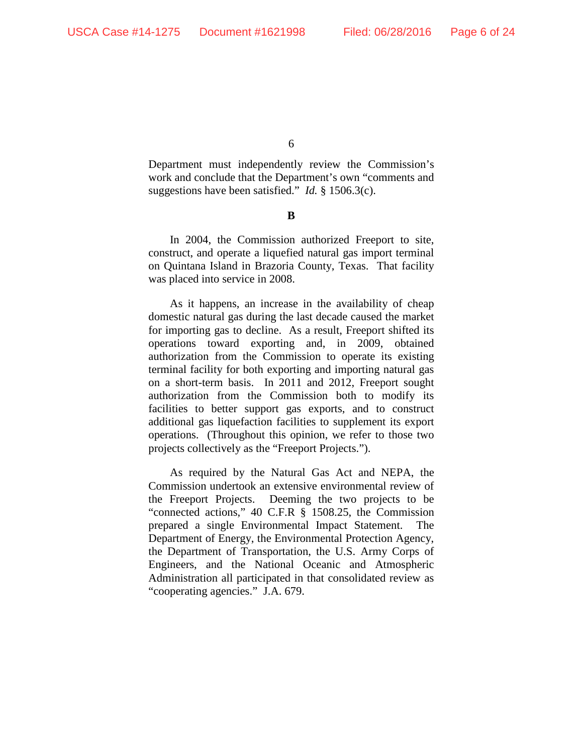Department must independently review the Commission's work and conclude that the Department's own "comments and suggestions have been satisfied." *Id.* § 1506.3(c).

## B

In 2004, the Commission authorized Freeport to site, construct, and operate a liquefied natural gas import terminal on Quintana Island in Brazoria County, Texas. That facility was placed into service in 2008.

As it happens, an increase in the availability of cheap domestic natural gas during the last decade caused the market for importing gas to decline. As a result, Freeport shifted its operations toward exporting and, in 2009, obtained authorization from the Commission to operate its existing terminal facility for both exporting and importing natural gas on a short-term basis. In 2011 and 2012, Freeport sought authorization from the Commission both to modify its facilities to better support gas exports, and to construct additional gas liquefaction facilities to supplement its export operations. (Throughout this opinion, we refer to those two projects collectively as the "Freeport Projects.").

As required by the Natural Gas Act and NEPA, the Commission undertook an extensive environmental review of the Freeport Projects. Deeming the two projects to be "connected actions," 40 C.F.R § 1508.25, the Commission prepared a single Environmental Impact Statement. The Department of Energy, the Environmental Protection Agency, the Department of Transportation, the U.S. Army Corps of Engineers, and the National Oceanic and Atmospheric Administration all participated in that consolidated review as "cooperating agencies." J.A. 679.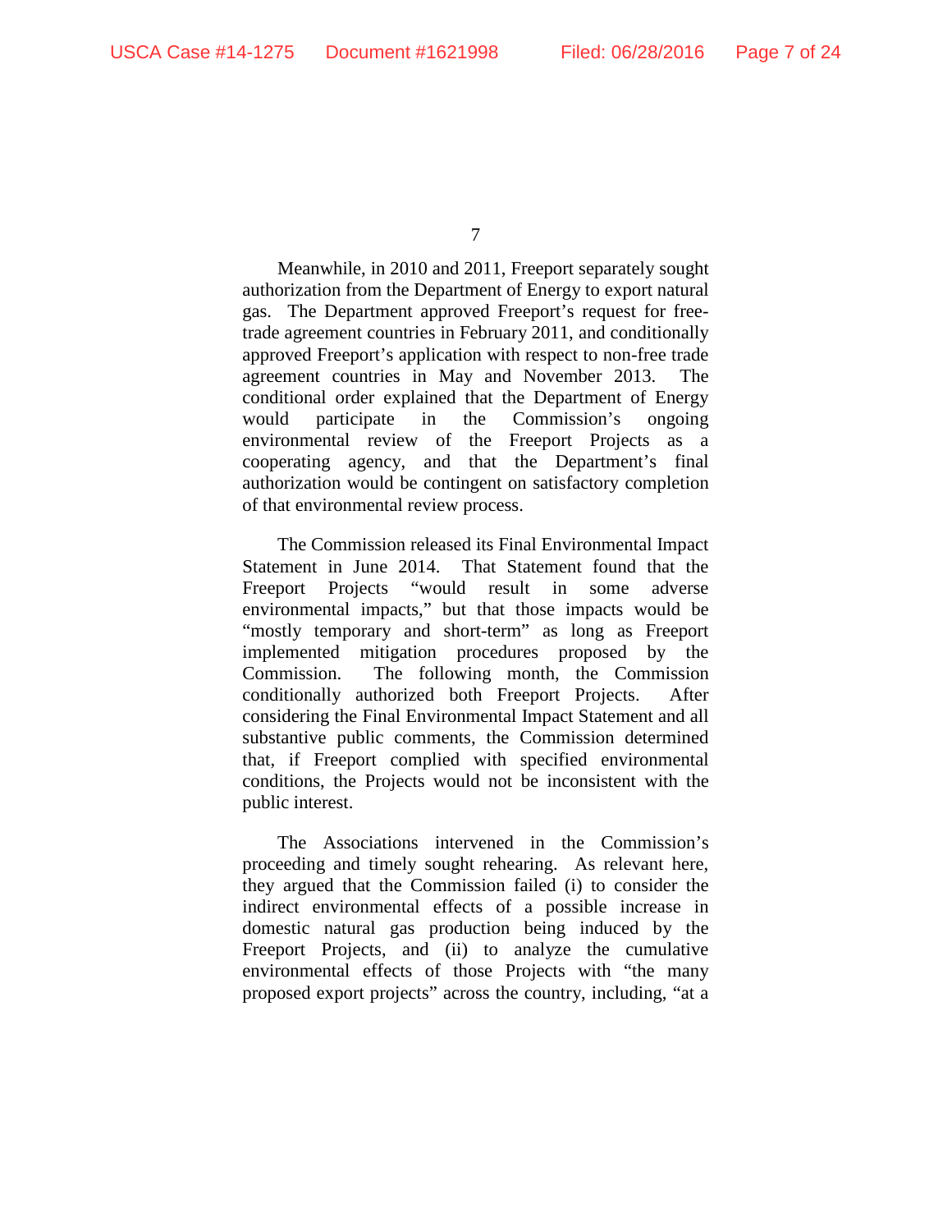Meanwhile, in 2010 and 2011, Freeport separately sought authorization from the Department of Energy to export natural gas. The Department approved Freeport's request for free-trade agreement countries in February 2011, and conditionally approved Freeport's application with respect to non-free trade agreement countries in May and November 2013. The conditional order explained that the Department of Energy would participate in the Commission's ongoing environmental review of the Freeport Projects as a cooperating agency, and that the Department's final authorization would be contingent on satisfactory completion of that environmental review process.

The Commission released its Final Environmental Impact Statement in June 2014. That Statement found that the Freeport Projects "would result in some adverse environmental impacts," but that those impacts would be "mostly temporary and short-term" as long as Freeport implemented mitigation procedures proposed by the Commission. The following month, the Commission conditionally authorized both Freeport Projects. After considering the Final Environmental Impact Statement and all substantive public comments, the Commission determined that, if Freeport complied with specified environmental conditions, the Projects would not be inconsistent with the public interest.

The Associations intervened in the Commission's proceeding and timely sought rehearing. As relevant here, they argued that the Commission failed (i) to consider the indirect environmental effects of a possible increase in domestic natural gas production being induced by the Freeport Projects, and (ii) to analyze the cumulative environmental effects of those Projects with "the many proposed export projects" across the country, including, "at a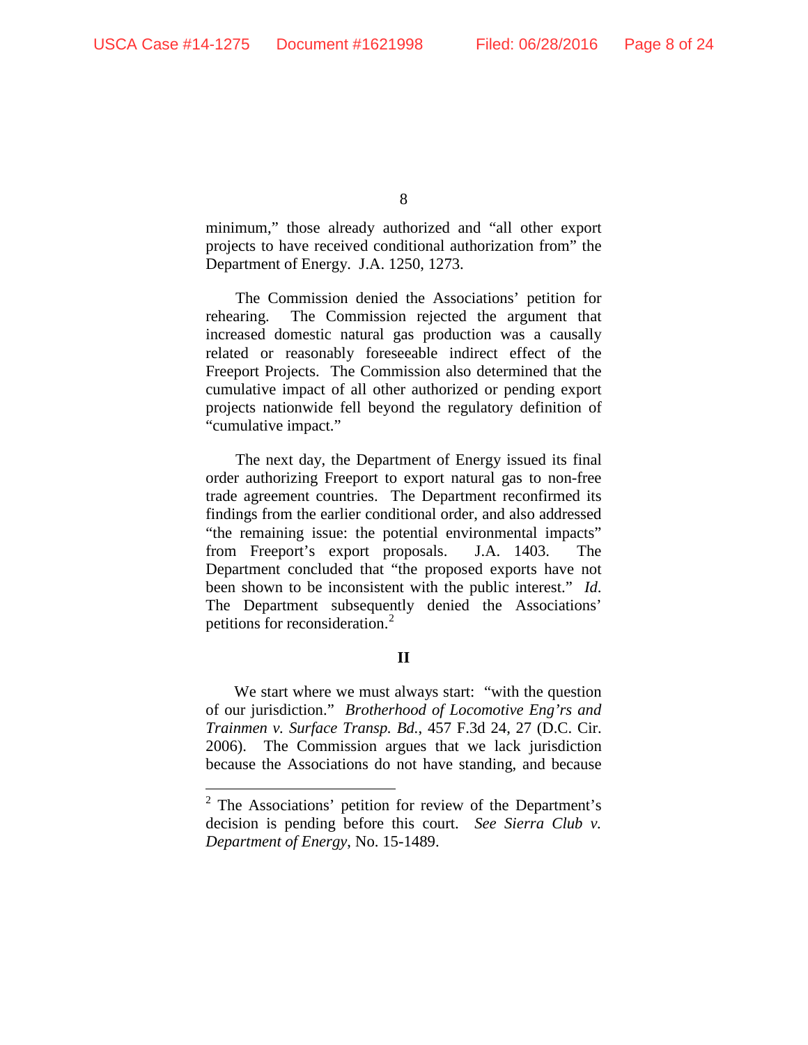minimum," those already authorized and "all other export projects to have received conditional authorization from" the Department of Energy. J.A. 1250, 1273.

The Commission denied the Associations' petition for rehearing. The Commission rejected the argument that increased domestic natural gas production was a causally related or reasonably foreseeable indirect effect of the Freeport Projects. The Commission also determined that the cumulative impact of all other authorized or pending export projects nationwide fell beyond the regulatory definition of "cumulative impact."

The next day, the Department of Energy issued its final order authorizing Freeport to export natural gas to non-free trade agreement countries. The Department reconfirmed its findings from the earlier conditional order, and also addressed "the remaining issue: the potential environmental impacts" from Freeport's export proposals. J.A. 1403. The Department concluded that "the proposed exports have not been shown to be inconsistent with the public interest." *Id.* The Department subsequently denied the Associations' petitions for reconsideration.[2]

## II

We start where we must always start: "with the question of our jurisdiction." *Brotherhood of Locomotive Eng'rs and Trainmen v. Surface Transp. Bd.*, 457 F.3d 24, 27 (D.C. Cir. 2006). The Commission argues that we lack jurisdiction because the Associations do not have standing, and because

---

[2] The Associations' petition for review of the Department's decision is pending before this court. *See Sierra Club v. Department of Energy*, No. 15-1489.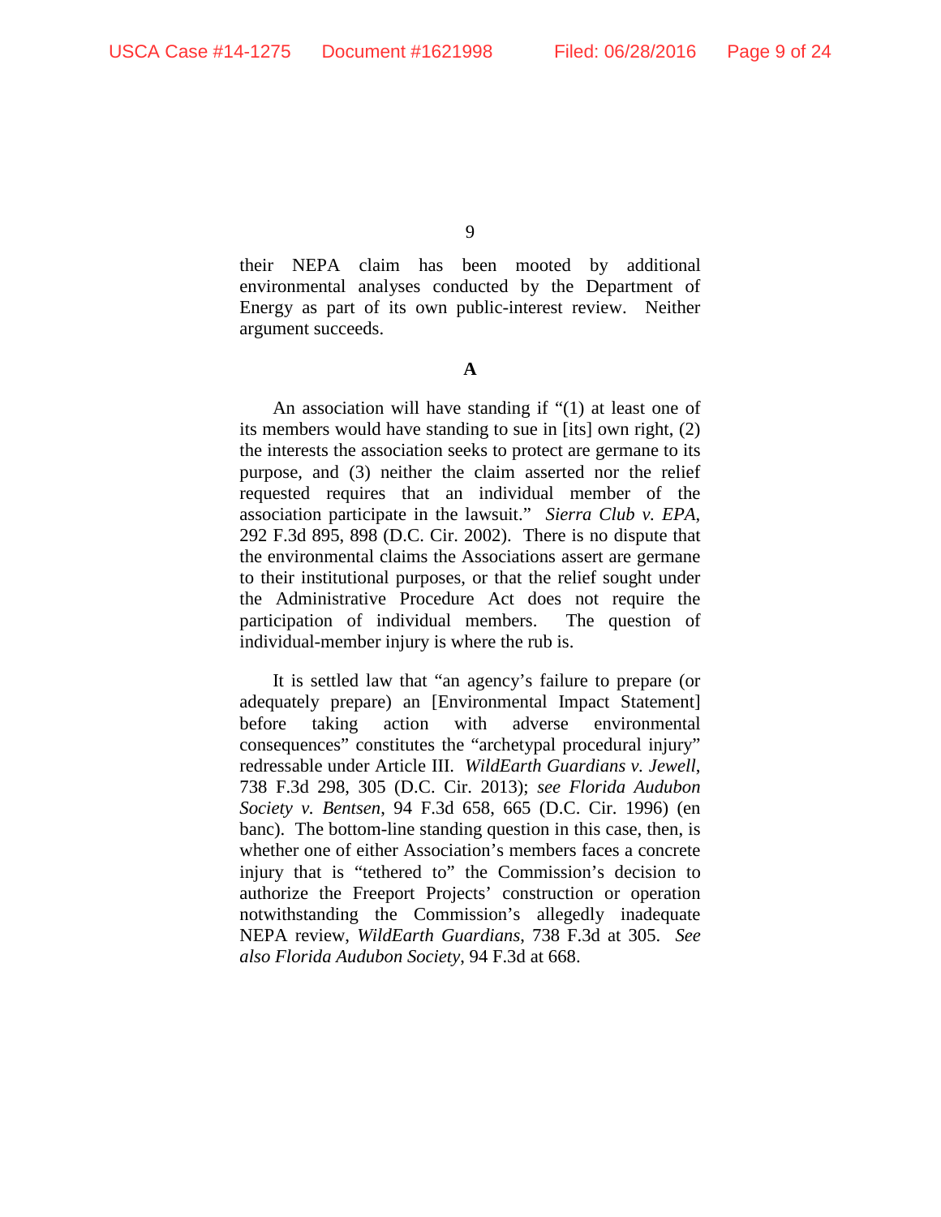their NEPA claim has been mooted by additional environmental analyses conducted by the Department of Energy as part of its own public-interest review. Neither argument succeeds.

### A

An association will have standing if "(1) at least one of its members would have standing to sue in [its] own right, (2) the interests the association seeks to protect are germane to its purpose, and (3) neither the claim asserted nor the relief requested requires that an individual member of the association participate in the lawsuit." *Sierra Club v. EPA*, 292 F.3d 895, 898 (D.C. Cir. 2002). There is no dispute that the environmental claims the Associations assert are germane to their institutional purposes, or that the relief sought under the Administrative Procedure Act does not require the participation of individual members. The question of individual-member injury is where the rub is.

It is settled law that "an agency's failure to prepare (or adequately prepare) an [Environmental Impact Statement] before taking action with adverse environmental consequences" constitutes the "archetypal procedural injury" redressable under Article III. *WildEarth Guardians v. Jewell*, 738 F.3d 298, 305 (D.C. Cir. 2013); *see Florida Audubon Society v. Bentsen*, 94 F.3d 658, 665 (D.C. Cir. 1996) (en banc). The bottom-line standing question in this case, then, is whether one of either Association's members faces a concrete injury that is "tethered to" the Commission's decision to authorize the Freeport Projects' construction or operation notwithstanding the Commission's allegedly inadequate NEPA review, *WildEarth Guardians*, 738 F.3d at 305. *See also Florida Audubon Society*, 94 F.3d at 668.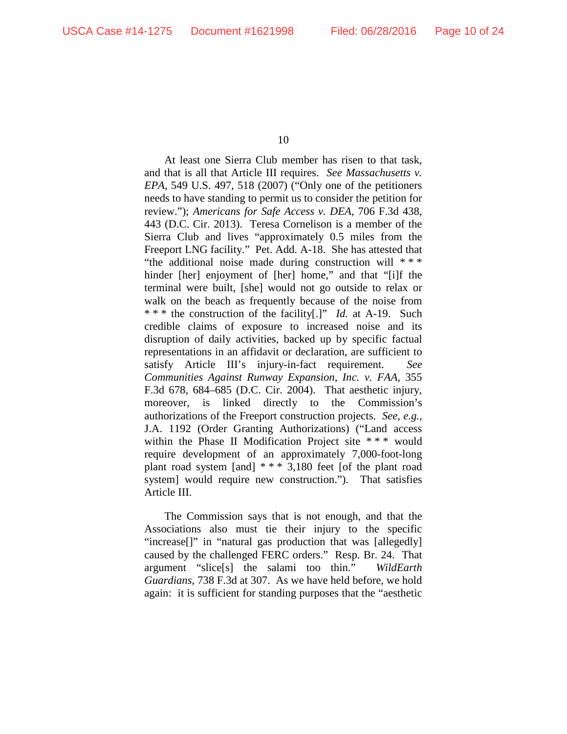At least one Sierra Club member has risen to that task, and that is all that Article III requires. *See Massachusetts v. EPA*, 549 U.S. 497, 518 (2007) ("Only one of the petitioners needs to have standing to permit us to consider the petition for review."); *Americans for Safe Access v. DEA*, 706 F.3d 438, 443 (D.C. Cir. 2013). Teresa Cornelison is a member of the Sierra Club and lives "approximately 0.5 miles from the Freeport LNG facility." Pet. Add. A-18. She has attested that "the additional noise made during construction will * * * hinder [her] enjoyment of [her] home," and that "[i]f the terminal were built, [she] would not go outside to relax or walk on the beach as frequently because of the noise from * * * the construction of the facility[.]" *Id.* at A-19. Such credible claims of exposure to increased noise and its disruption of daily activities, backed up by specific factual representations in an affidavit or declaration, are sufficient to satisfy Article III's injury-in-fact requirement. *See Communities Against Runway Expansion, Inc. v. FAA*, 355 F.3d 678, 684–685 (D.C. Cir. 2004). That aesthetic injury, moreover, is linked directly to the Commission's authorizations of the Freeport construction projects. *See, e.g.*, J.A. 1192 (Order Granting Authorizations) ("Land access within the Phase II Modification Project site * * * would require development of an approximately 7,000-foot-long plant road system [and] * * * 3,180 feet [of the plant road system] would require new construction."). That satisfies Article III.

The Commission says that is not enough, and that the Associations also must tie their injury to the specific "increase[]" in "natural gas production that was [allegedly] caused by the challenged FERC orders." Resp. Br. 24. That argument "slice[s] the salami too thin." *WildEarth Guardians*, 738 F.3d at 307. As we have held before, we hold again: it is sufficient for standing purposes that the "aesthetic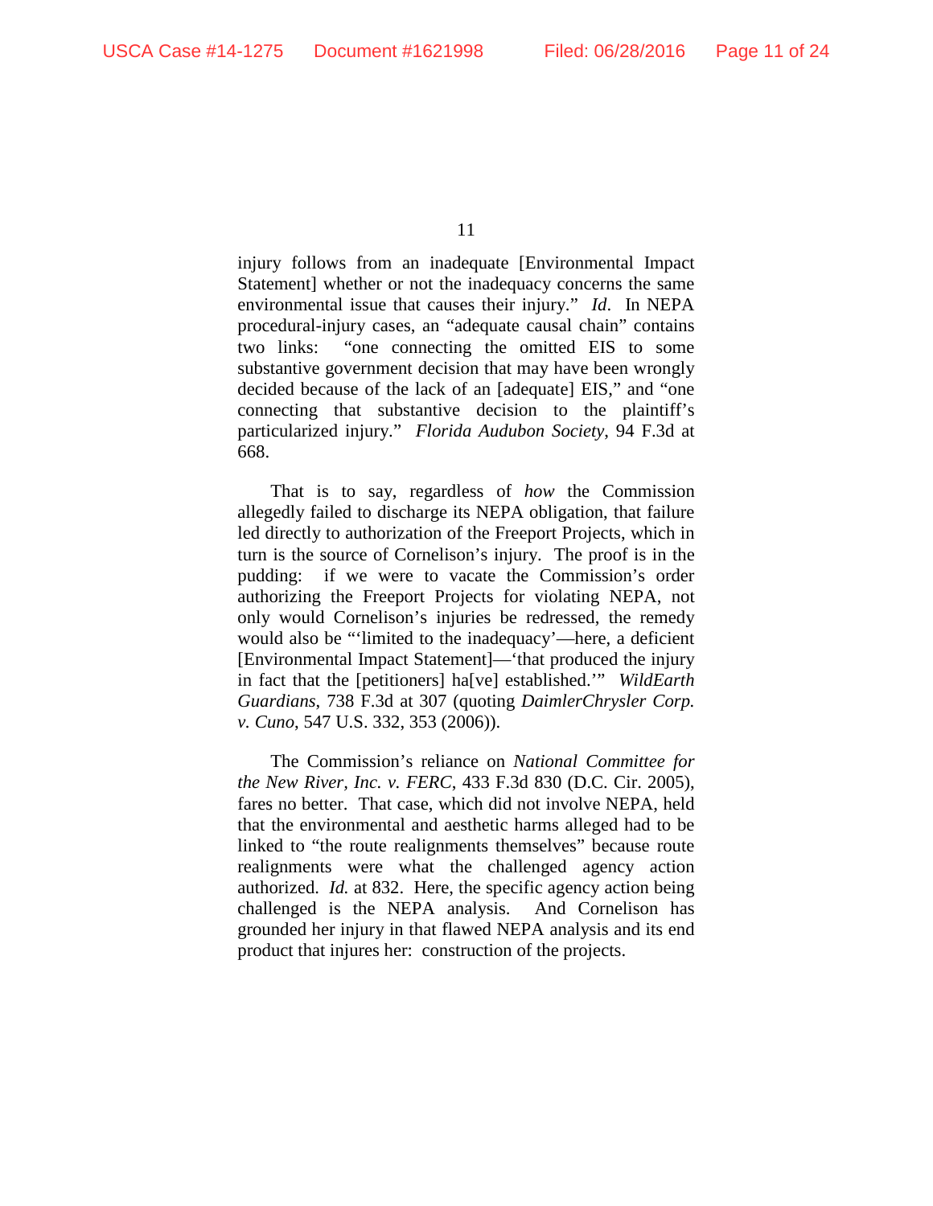injury follows from an inadequate [Environmental Impact Statement] whether or not the inadequacy concerns the same environmental issue that causes their injury." *Id*. In NEPA procedural-injury cases, an "adequate causal chain" contains two links: "one connecting the omitted EIS to some substantive government decision that may have been wrongly decided because of the lack of an [adequate] EIS," and "one connecting that substantive decision to the plaintiff's particularized injury." *Florida Audubon Society*, 94 F.3d at 668.

That is to say, regardless of *how* the Commission allegedly failed to discharge its NEPA obligation, that failure led directly to authorization of the Freeport Projects, which in turn is the source of Cornelison's injury. The proof is in the pudding: if we were to vacate the Commission's order authorizing the Freeport Projects for violating NEPA, not only would Cornelison's injuries be redressed, the remedy would also be "'limited to the inadequacy'—here, a deficient [Environmental Impact Statement]—'that produced the injury in fact that the [petitioners] ha[ve] established.'" *WildEarth Guardians*, 738 F.3d at 307 (quoting *DaimlerChrysler Corp. v. Cuno*, 547 U.S. 332, 353 (2006)).

The Commission's reliance on *National Committee for the New River, Inc. v. FERC*, 433 F.3d 830 (D.C. Cir. 2005), fares no better. That case, which did not involve NEPA, held that the environmental and aesthetic harms alleged had to be linked to "the route realignments themselves" because route realignments were what the challenged agency action authorized. *Id.* at 832. Here, the specific agency action being challenged is the NEPA analysis. And Cornelison has grounded her injury in that flawed NEPA analysis and its end product that injures her: construction of the projects.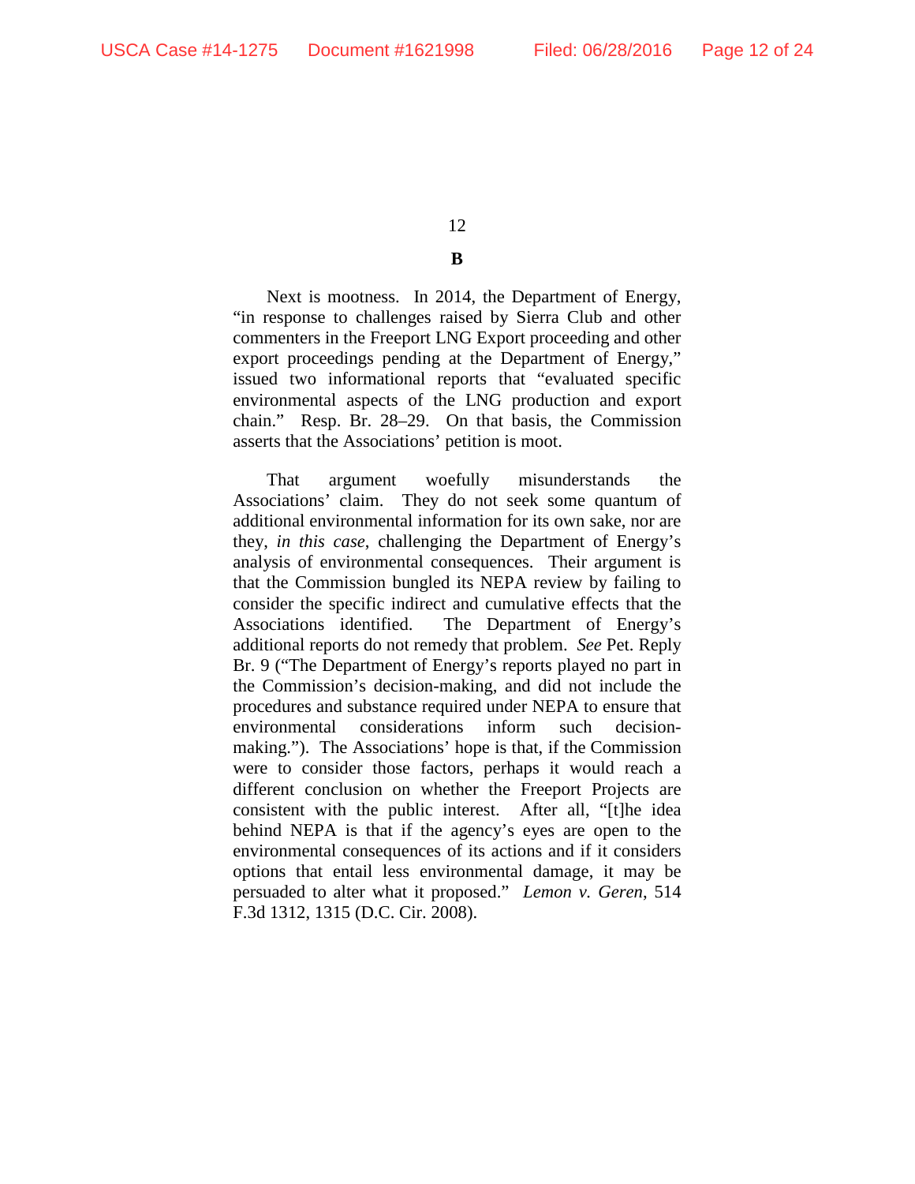**B**

Next is mootness. In 2014, the Department of Energy, "in response to challenges raised by Sierra Club and other commenters in the Freeport LNG Export proceeding and other export proceedings pending at the Department of Energy," issued two informational reports that "evaluated specific environmental aspects of the LNG production and export chain." Resp. Br. 28–29. On that basis, the Commission asserts that the Associations' petition is moot.

That argument woefully misunderstands the Associations' claim. They do not seek some quantum of additional environmental information for its own sake, nor are they, *in this case*, challenging the Department of Energy's analysis of environmental consequences. Their argument is that the Commission bungled its NEPA review by failing to consider the specific indirect and cumulative effects that the Associations identified. The Department of Energy's additional reports do not remedy that problem. *See* Pet. Reply Br. 9 ("The Department of Energy's reports played no part in the Commission's decision-making, and did not include the procedures and substance required under NEPA to ensure that environmental considerations inform such decision-making."). The Associations' hope is that, if the Commission were to consider those factors, perhaps it would reach a different conclusion on whether the Freeport Projects are consistent with the public interest. After all, "[t]he idea behind NEPA is that if the agency's eyes are open to the environmental consequences of its actions and if it considers options that entail less environmental damage, it may be persuaded to alter what it proposed." *Lemon v. Geren*, 514 F.3d 1312, 1315 (D.C. Cir. 2008).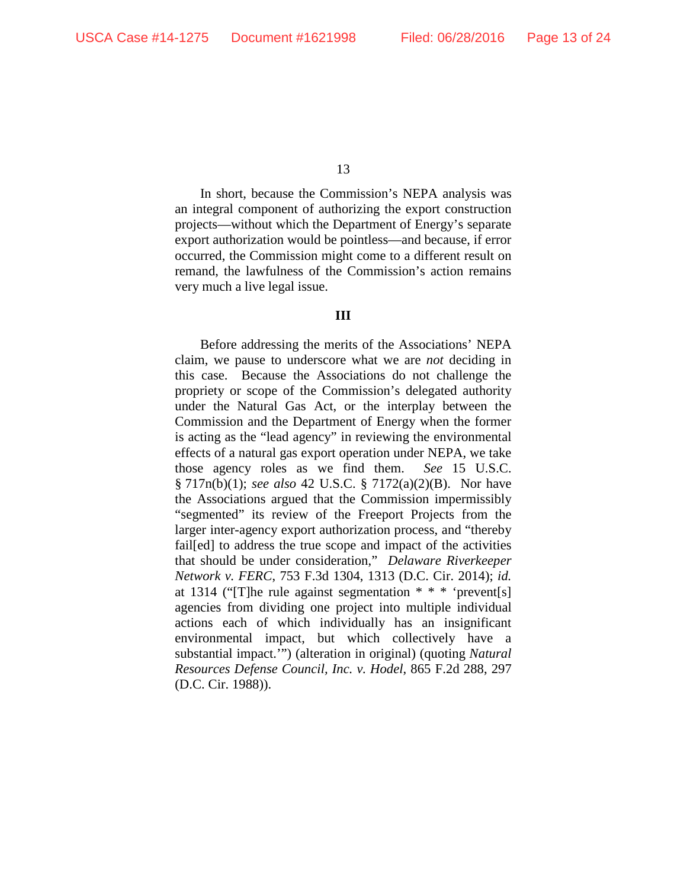In short, because the Commission's NEPA analysis was an integral component of authorizing the export construction projects—without which the Department of Energy's separate export authorization would be pointless—and because, if error occurred, the Commission might come to a different result on remand, the lawfulness of the Commission's action remains very much a live legal issue.

## III

Before addressing the merits of the Associations' NEPA claim, we pause to underscore what we are *not* deciding in this case. Because the Associations do not challenge the propriety or scope of the Commission's delegated authority under the Natural Gas Act, or the interplay between the Commission and the Department of Energy when the former is acting as the "lead agency" in reviewing the environmental effects of a natural gas export operation under NEPA, we take those agency roles as we find them. *See* 15 U.S.C. § 717n(b)(1); *see also* 42 U.S.C. § 7172(a)(2)(B). Nor have the Associations argued that the Commission impermissibly "segmented" its review of the Freeport Projects from the larger inter-agency export authorization process, and "thereby fail[ed] to address the true scope and impact of the activities that should be under consideration," *Delaware Riverkeeper Network v. FERC*, 753 F.3d 1304, 1313 (D.C. Cir. 2014); *id.* at 1314 ("[T]he rule against segmentation * * * 'prevent[s] agencies from dividing one project into multiple individual actions each of which individually has an insignificant environmental impact, but which collectively have a substantial impact.'") (alteration in original) (quoting *Natural Resources Defense Council, Inc. v. Hodel*, 865 F.2d 288, 297 (D.C. Cir. 1988)).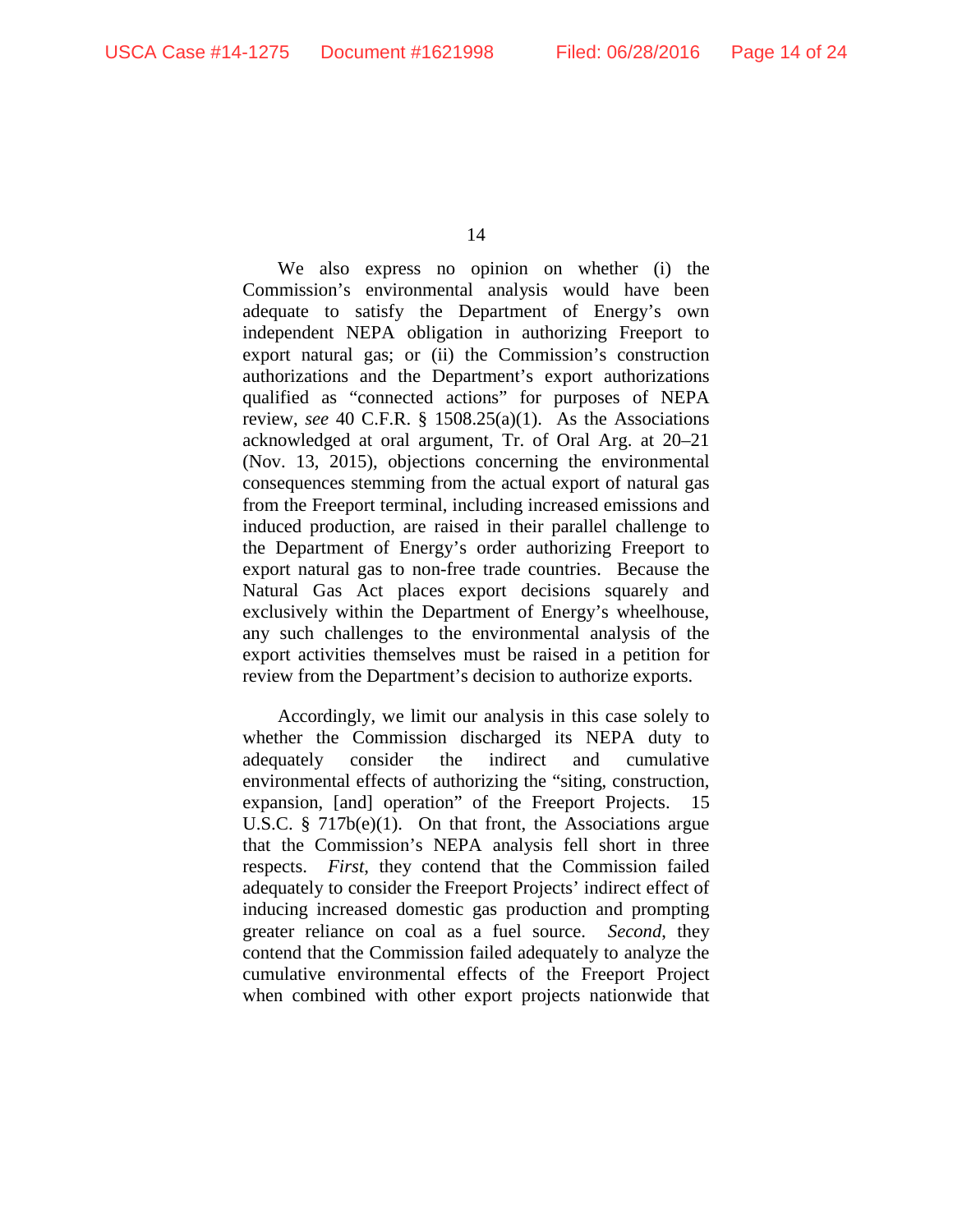We also express no opinion on whether (i) the Commission's environmental analysis would have been adequate to satisfy the Department of Energy's own independent NEPA obligation in authorizing Freeport to export natural gas; or (ii) the Commission's construction authorizations and the Department's export authorizations qualified as "connected actions" for purposes of NEPA review, *see* 40 C.F.R. § 1508.25(a)(1). As the Associations acknowledged at oral argument, Tr. of Oral Arg. at 20–21 (Nov. 13, 2015), objections concerning the environmental consequences stemming from the actual export of natural gas from the Freeport terminal, including increased emissions and induced production, are raised in their parallel challenge to the Department of Energy's order authorizing Freeport to export natural gas to non-free trade countries. Because the Natural Gas Act places export decisions squarely and exclusively within the Department of Energy's wheelhouse, any such challenges to the environmental analysis of the export activities themselves must be raised in a petition for review from the Department's decision to authorize exports.

Accordingly, we limit our analysis in this case solely to whether the Commission discharged its NEPA duty to adequately consider the indirect and cumulative environmental effects of authorizing the "siting, construction, expansion, [and] operation" of the Freeport Projects. 15 U.S.C. § 717b(e)(1). On that front, the Associations argue that the Commission's NEPA analysis fell short in three respects. *First*, they contend that the Commission failed adequately to consider the Freeport Projects' indirect effect of inducing increased domestic gas production and prompting greater reliance on coal as a fuel source. *Second*, they contend that the Commission failed adequately to analyze the cumulative environmental effects of the Freeport Project when combined with other export projects nationwide that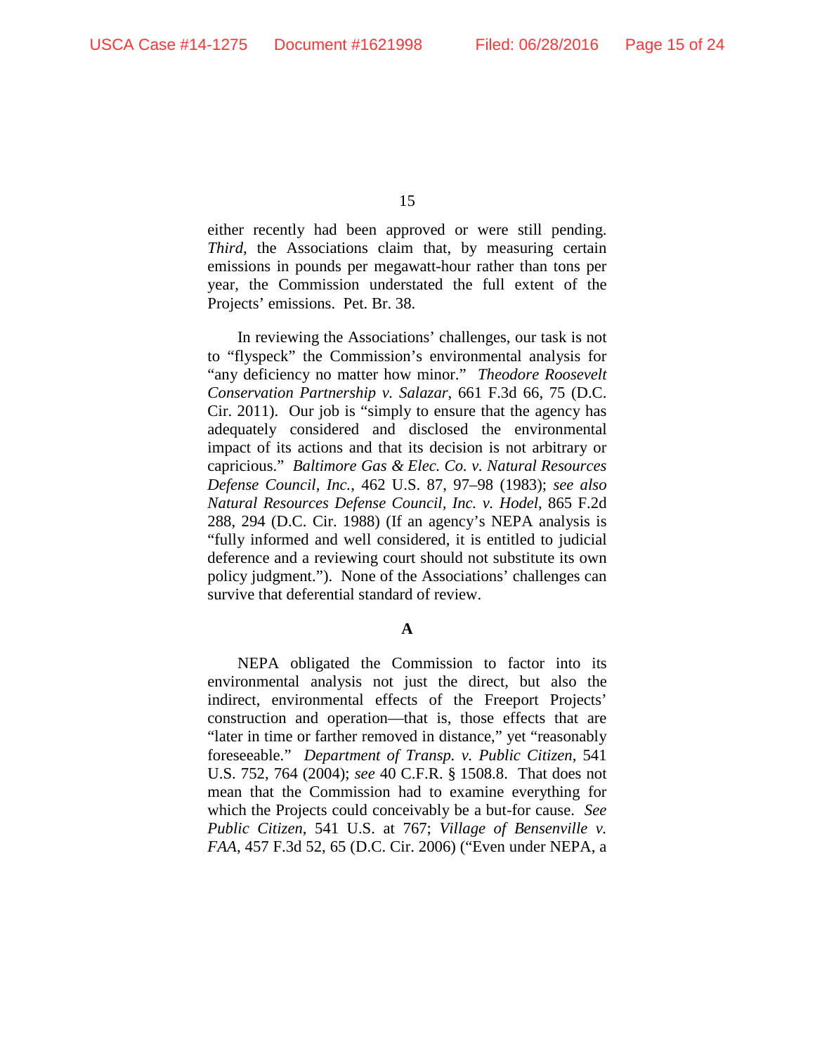either recently had been approved or were still pending. *Third*, the Associations claim that, by measuring certain emissions in pounds per megawatt-hour rather than tons per year, the Commission understated the full extent of the Projects' emissions. Pet. Br. 38.

In reviewing the Associations' challenges, our task is not to "flyspeck" the Commission's environmental analysis for "any deficiency no matter how minor." *Theodore Roosevelt Conservation Partnership v. Salazar*, 661 F.3d 66, 75 (D.C. Cir. 2011). Our job is "simply to ensure that the agency has adequately considered and disclosed the environmental impact of its actions and that its decision is not arbitrary or capricious." *Baltimore Gas & Elec. Co. v. Natural Resources Defense Council, Inc.*, 462 U.S. 87, 97–98 (1983); *see also Natural Resources Defense Council, Inc. v. Hodel*, 865 F.2d 288, 294 (D.C. Cir. 1988) (If an agency's NEPA analysis is "fully informed and well considered, it is entitled to judicial deference and a reviewing court should not substitute its own policy judgment."). None of the Associations' challenges can survive that deferential standard of review.

**A**

NEPA obligated the Commission to factor into its environmental analysis not just the direct, but also the indirect, environmental effects of the Freeport Projects' construction and operation—that is, those effects that are "later in time or farther removed in distance," yet "reasonably foreseeable." *Department of Transp. v. Public Citizen*, 541 U.S. 752, 764 (2004); *see* 40 C.F.R. § 1508.8. That does not mean that the Commission had to examine everything for which the Projects could conceivably be a but-for cause. *See Public Citizen*, 541 U.S. at 767; *Village of Bensenville v. FAA*, 457 F.3d 52, 65 (D.C. Cir. 2006) ("Even under NEPA, a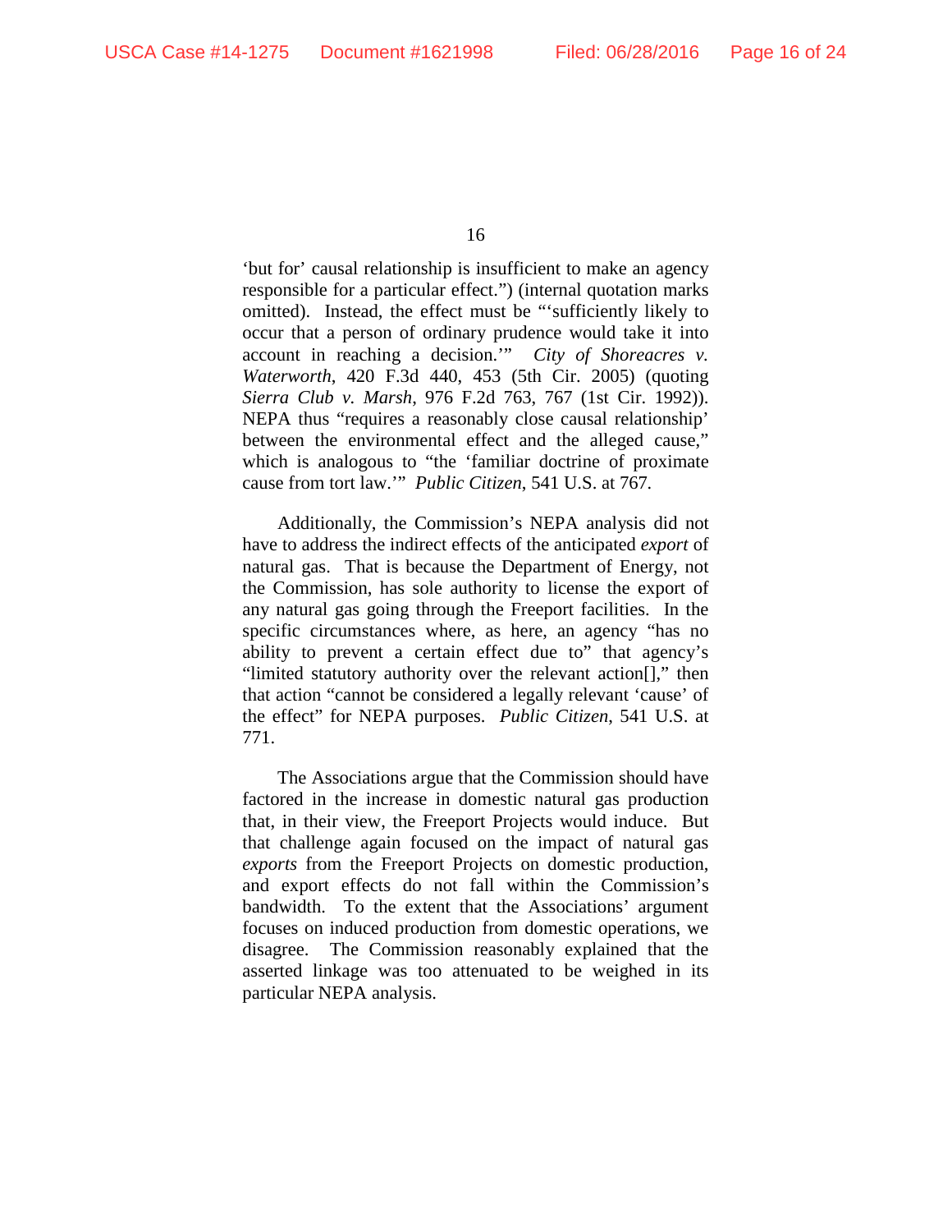'but for' causal relationship is insufficient to make an agency responsible for a particular effect.") (internal quotation marks omitted). Instead, the effect must be "'sufficiently likely to occur that a person of ordinary prudence would take it into account in reaching a decision.'" *City of Shoreacres v. Waterworth*, 420 F.3d 440, 453 (5th Cir. 2005) (quoting *Sierra Club v. Marsh*, 976 F.2d 763, 767 (1st Cir. 1992)). NEPA thus "requires a reasonably close causal relationship' between the environmental effect and the alleged cause," which is analogous to "the 'familiar doctrine of proximate cause from tort law.'" *Public Citizen*, 541 U.S. at 767.

Additionally, the Commission's NEPA analysis did not have to address the indirect effects of the anticipated *export* of natural gas. That is because the Department of Energy, not the Commission, has sole authority to license the export of any natural gas going through the Freeport facilities. In the specific circumstances where, as here, an agency "has no ability to prevent a certain effect due to" that agency's "limited statutory authority over the relevant action[]," then that action "cannot be considered a legally relevant 'cause' of the effect" for NEPA purposes. *Public Citizen*, 541 U.S. at 771.

The Associations argue that the Commission should have factored in the increase in domestic natural gas production that, in their view, the Freeport Projects would induce. But that challenge again focused on the impact of natural gas *exports* from the Freeport Projects on domestic production, and export effects do not fall within the Commission's bandwidth. To the extent that the Associations' argument focuses on induced production from domestic operations, we disagree. The Commission reasonably explained that the asserted linkage was too attenuated to be weighed in its particular NEPA analysis.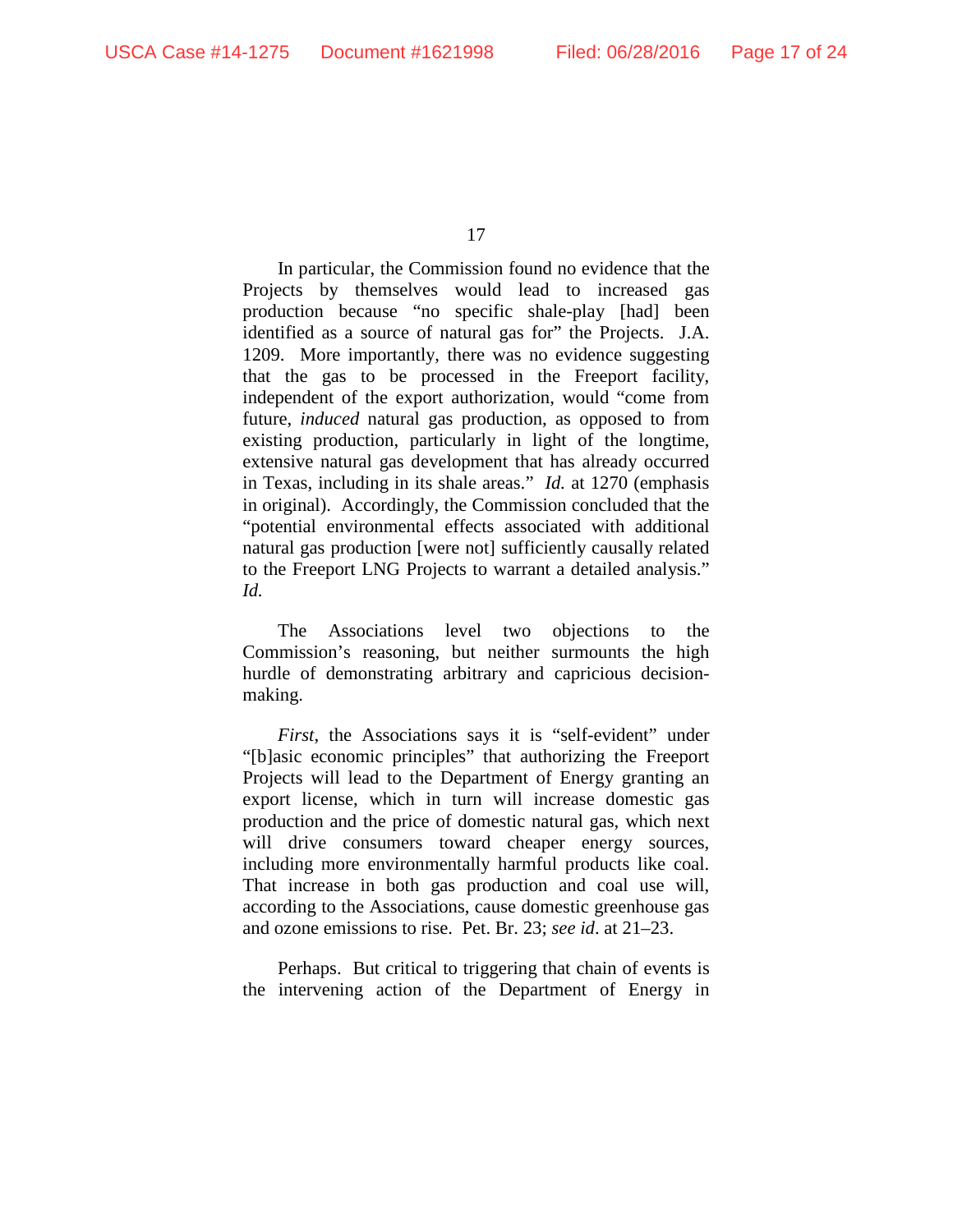In particular, the Commission found no evidence that the Projects by themselves would lead to increased gas production because "no specific shale-play [had] been identified as a source of natural gas for" the Projects. J.A. 1209. More importantly, there was no evidence suggesting that the gas to be processed in the Freeport facility, independent of the export authorization, would "come from future, *induced* natural gas production, as opposed to from existing production, particularly in light of the longtime, extensive natural gas development that has already occurred in Texas, including in its shale areas." *Id.* at 1270 (emphasis in original). Accordingly, the Commission concluded that the "potential environmental effects associated with additional natural gas production [were not] sufficiently causally related to the Freeport LNG Projects to warrant a detailed analysis." *Id.*

The Associations level two objections to the Commission's reasoning, but neither surmounts the high hurdle of demonstrating arbitrary and capricious decision-making.

*First*, the Associations says it is "self-evident" under "[b]asic economic principles" that authorizing the Freeport Projects will lead to the Department of Energy granting an export license, which in turn will increase domestic gas production and the price of domestic natural gas, which next will drive consumers toward cheaper energy sources, including more environmentally harmful products like coal. That increase in both gas production and coal use will, according to the Associations, cause domestic greenhouse gas and ozone emissions to rise. Pet. Br. 23; *see id*. at 21–23.

Perhaps. But critical to triggering that chain of events is the intervening action of the Department of Energy in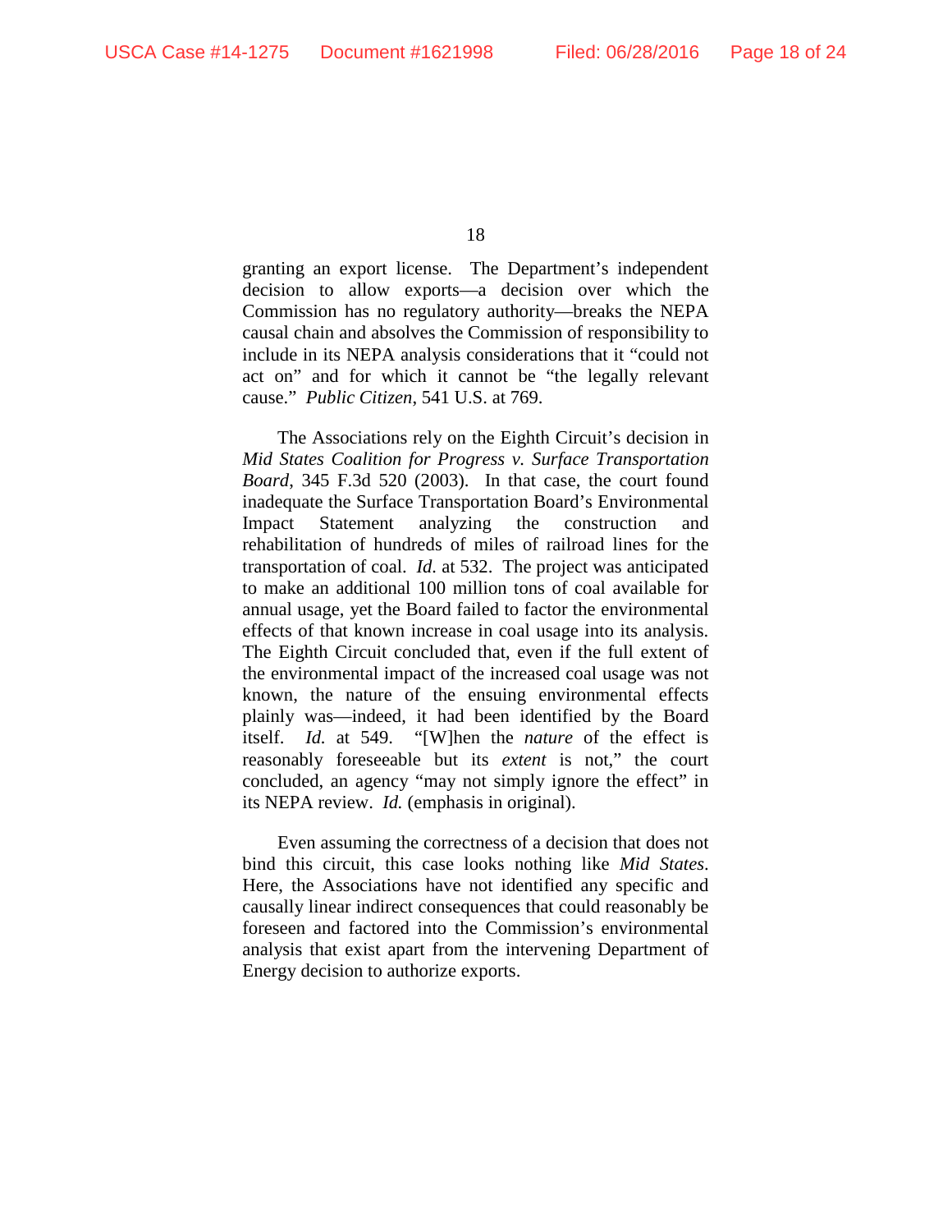granting an export license. The Department's independent decision to allow exports—a decision over which the Commission has no regulatory authority—breaks the NEPA causal chain and absolves the Commission of responsibility to include in its NEPA analysis considerations that it "could not act on" and for which it cannot be "the legally relevant cause." *Public Citizen*, 541 U.S. at 769.

The Associations rely on the Eighth Circuit's decision in *Mid States Coalition for Progress v. Surface Transportation Board*, 345 F.3d 520 (2003). In that case, the court found inadequate the Surface Transportation Board's Environmental Impact Statement analyzing the construction and rehabilitation of hundreds of miles of railroad lines for the transportation of coal. *Id*. at 532. The project was anticipated to make an additional 100 million tons of coal available for annual usage, yet the Board failed to factor the environmental effects of that known increase in coal usage into its analysis. The Eighth Circuit concluded that, even if the full extent of the environmental impact of the increased coal usage was not known, the nature of the ensuing environmental effects plainly was—indeed, it had been identified by the Board itself. *Id.* at 549. "[W]hen the *nature* of the effect is reasonably foreseeable but its *extent* is not," the court concluded, an agency "may not simply ignore the effect" in its NEPA review. *Id.* (emphasis in original).

Even assuming the correctness of a decision that does not bind this circuit, this case looks nothing like *Mid States*. Here, the Associations have not identified any specific and causally linear indirect consequences that could reasonably be foreseen and factored into the Commission's environmental analysis that exist apart from the intervening Department of Energy decision to authorize exports.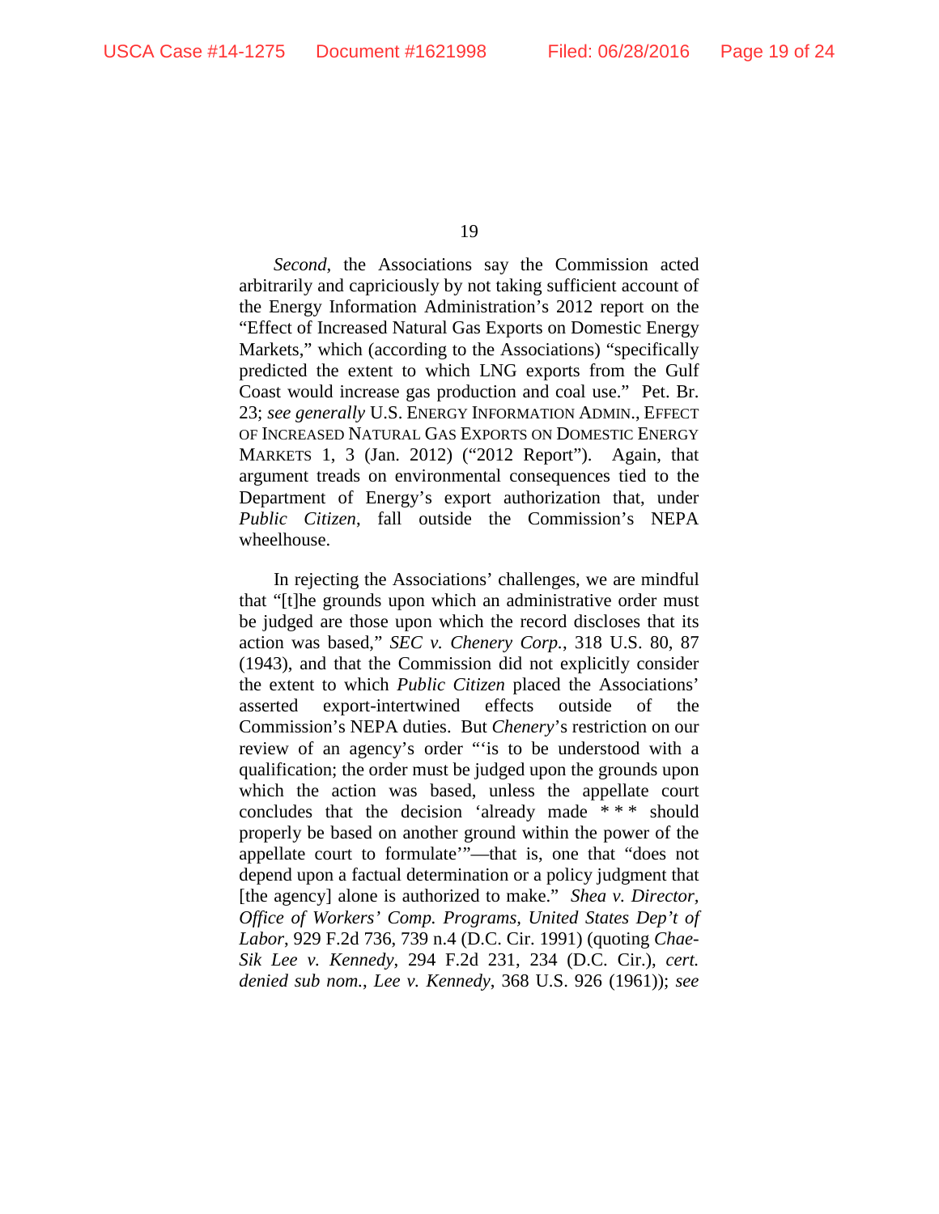*Second*, the Associations say the Commission acted arbitrarily and capriciously by not taking sufficient account of the Energy Information Administration's 2012 report on the "Effect of Increased Natural Gas Exports on Domestic Energy Markets," which (according to the Associations) "specifically predicted the extent to which LNG exports from the Gulf Coast would increase gas production and coal use." Pet. Br. 23; *see generally* U.S. ENERGY INFORMATION ADMIN., EFFECT OF INCREASED NATURAL GAS EXPORTS ON DOMESTIC ENERGY MARKETS 1, 3 (Jan. 2012) ("2012 Report"). Again, that argument treads on environmental consequences tied to the Department of Energy's export authorization that, under *Public Citizen*, fall outside the Commission's NEPA wheelhouse.

In rejecting the Associations' challenges, we are mindful that "[t]he grounds upon which an administrative order must be judged are those upon which the record discloses that its action was based," *SEC v. Chenery Corp.*, 318 U.S. 80, 87 (1943), and that the Commission did not explicitly consider the extent to which *Public Citizen* placed the Associations' asserted export-intertwined effects outside of the Commission's NEPA duties. But *Chenery*'s restriction on our review of an agency's order "'is to be understood with a qualification; the order must be judged upon the grounds upon which the action was based, unless the appellate court concludes that the decision 'already made * * * should properly be based on another ground within the power of the appellate court to formulate'"—that is, one that "does not depend upon a factual determination or a policy judgment that [the agency] alone is authorized to make." *Shea v. Director, Office of Workers' Comp. Programs, United States Dep't of Labor*, 929 F.2d 736, 739 n.4 (D.C. Cir. 1991) (quoting *Chae-Sik Lee v. Kennedy*, 294 F.2d 231, 234 (D.C. Cir.), *cert. denied sub nom.*, *Lee v. Kennedy*, 368 U.S. 926 (1961)); *see*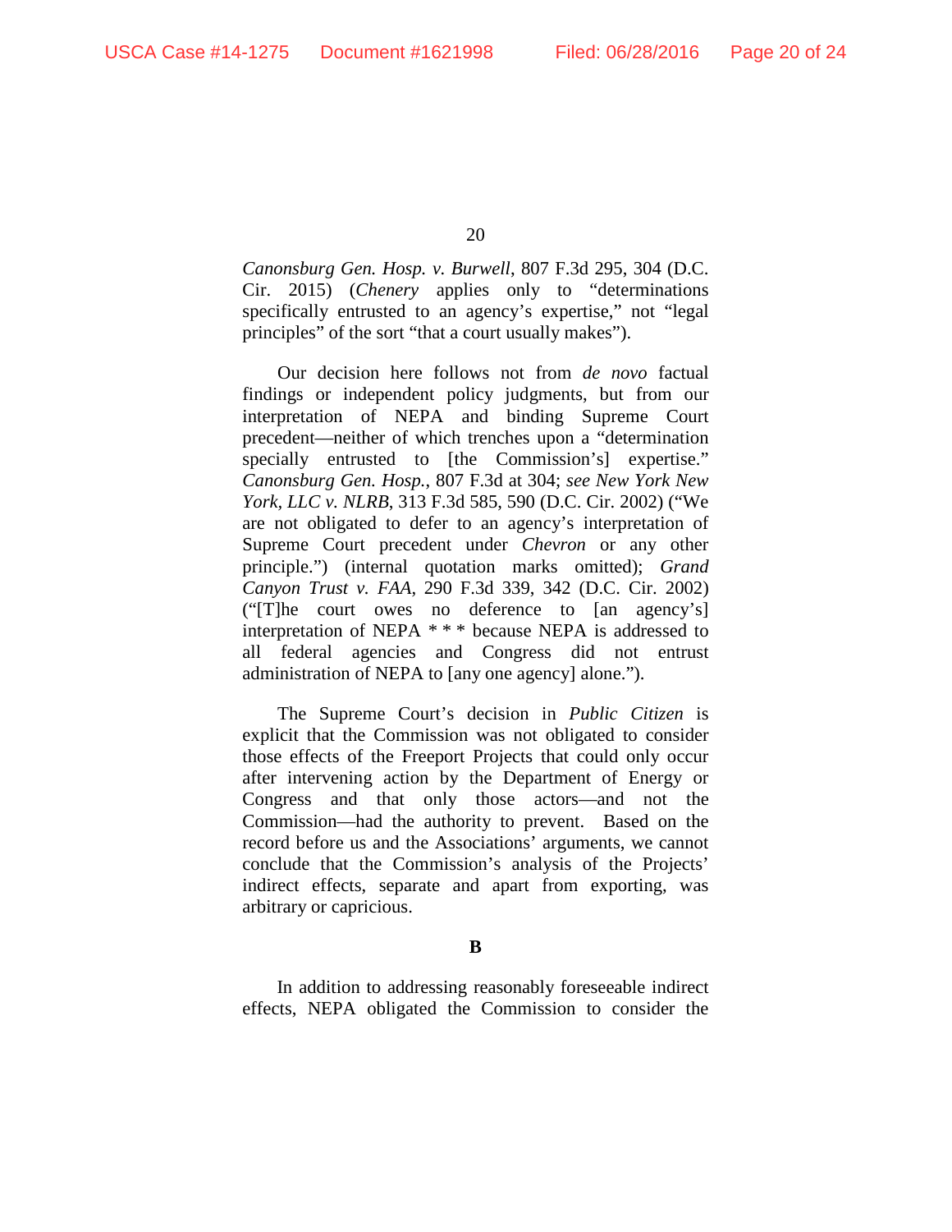*Canonsburg Gen. Hosp. v. Burwell*, 807 F.3d 295, 304 (D.C. Cir. 2015) (*Chenery* applies only to "determinations specifically entrusted to an agency's expertise," not "legal principles" of the sort "that a court usually makes").

Our decision here follows not from *de novo* factual findings or independent policy judgments, but from our interpretation of NEPA and binding Supreme Court precedent—neither of which trenches upon a "determination specially entrusted to [the Commission's] expertise." *Canonsburg Gen. Hosp.*, 807 F.3d at 304; *see New York New York, LLC v. NLRB*, 313 F.3d 585, 590 (D.C. Cir. 2002) ("We are not obligated to defer to an agency's interpretation of Supreme Court precedent under *Chevron* or any other principle.") (internal quotation marks omitted); *Grand Canyon Trust v. FAA*, 290 F.3d 339, 342 (D.C. Cir. 2002) ("[T]he court owes no deference to [an agency's] interpretation of NEPA * * * because NEPA is addressed to all federal agencies and Congress did not entrust administration of NEPA to [any one agency] alone.").

The Supreme Court's decision in *Public Citizen* is explicit that the Commission was not obligated to consider those effects of the Freeport Projects that could only occur after intervening action by the Department of Energy or Congress and that only those actors—and not the Commission—had the authority to prevent. Based on the record before us and the Associations' arguments, we cannot conclude that the Commission's analysis of the Projects' indirect effects, separate and apart from exporting, was arbitrary or capricious.

**B**

In addition to addressing reasonably foreseeable indirect effects, NEPA obligated the Commission to consider the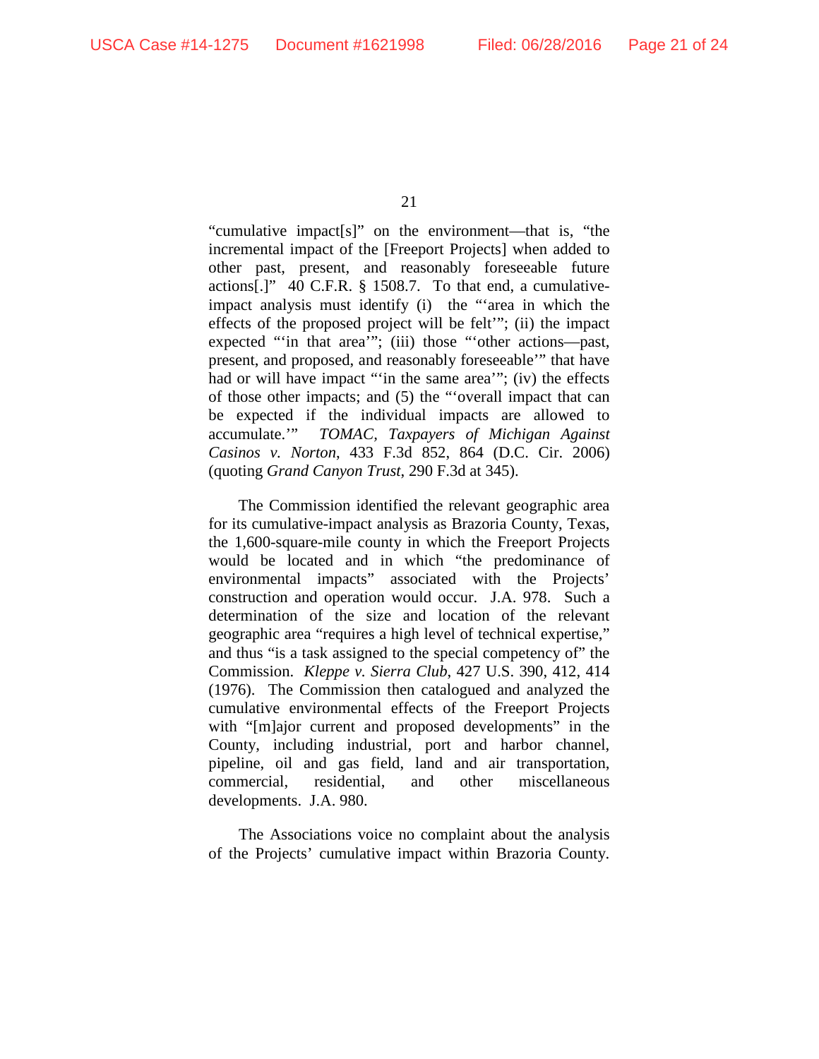"cumulative impact[s]" on the environment—that is, "the incremental impact of the [Freeport Projects] when added to other past, present, and reasonably foreseeable future actions[.]" 40 C.F.R. § 1508.7. To that end, a cumulative-impact analysis must identify (i) the "'area in which the effects of the proposed project will be felt'"; (ii) the impact expected "'in that area'"; (iii) those "'other actions—past, present, and proposed, and reasonably foreseeable'" that have had or will have impact "'in the same area'"; (iv) the effects of those other impacts; and (5) the "'overall impact that can be expected if the individual impacts are allowed to accumulate.'" *TOMAC, Taxpayers of Michigan Against Casinos v. Norton*, 433 F.3d 852, 864 (D.C. Cir. 2006) (quoting *Grand Canyon Trust*, 290 F.3d at 345).

The Commission identified the relevant geographic area for its cumulative-impact analysis as Brazoria County, Texas, the 1,600-square-mile county in which the Freeport Projects would be located and in which "the predominance of environmental impacts" associated with the Projects' construction and operation would occur. J.A. 978. Such a determination of the size and location of the relevant geographic area "requires a high level of technical expertise," and thus "is a task assigned to the special competency of" the Commission. *Kleppe v. Sierra Club*, 427 U.S. 390, 412, 414 (1976). The Commission then catalogued and analyzed the cumulative environmental effects of the Freeport Projects with "[m]ajor current and proposed developments" in the County, including industrial, port and harbor channel, pipeline, oil and gas field, land and air transportation, commercial, residential, and other miscellaneous developments. J.A. 980.

The Associations voice no complaint about the analysis of the Projects' cumulative impact within Brazoria County.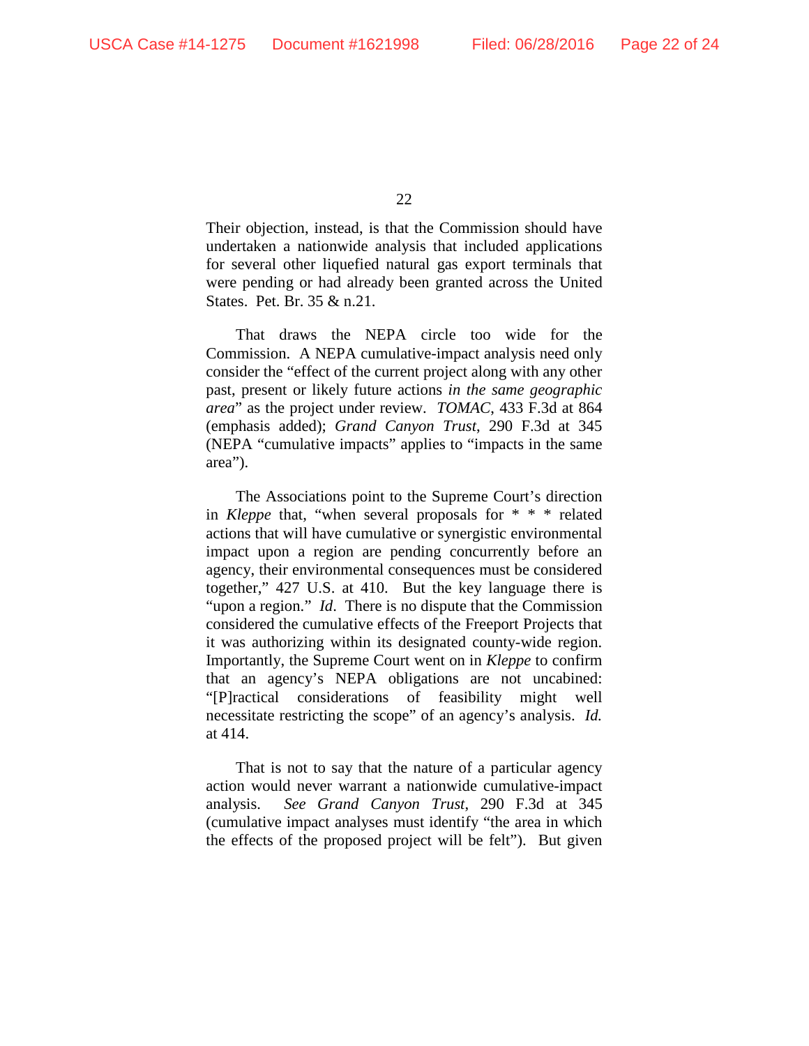Their objection, instead, is that the Commission should have undertaken a nationwide analysis that included applications for several other liquefied natural gas export terminals that were pending or had already been granted across the United States. Pet. Br. 35 & n.21.

That draws the NEPA circle too wide for the Commission. A NEPA cumulative-impact analysis need only consider the "effect of the current project along with any other past, present or likely future actions *in the same geographic area*" as the project under review. *TOMAC*, 433 F.3d at 864 (emphasis added); *Grand Canyon Trust*, 290 F.3d at 345 (NEPA "cumulative impacts" applies to "impacts in the same area").

The Associations point to the Supreme Court's direction in *Kleppe* that, "when several proposals for * * * related actions that will have cumulative or synergistic environmental impact upon a region are pending concurrently before an agency, their environmental consequences must be considered together," 427 U.S. at 410. But the key language there is "upon a region." *Id*. There is no dispute that the Commission considered the cumulative effects of the Freeport Projects that it was authorizing within its designated county-wide region. Importantly, the Supreme Court went on in *Kleppe* to confirm that an agency's NEPA obligations are not uncabined: "[P]ractical considerations of feasibility might well necessitate restricting the scope" of an agency's analysis. *Id.* at 414.

That is not to say that the nature of a particular agency action would never warrant a nationwide cumulative-impact analysis. *See Grand Canyon Trust*, 290 F.3d at 345 (cumulative impact analyses must identify "the area in which the effects of the proposed project will be felt"). But given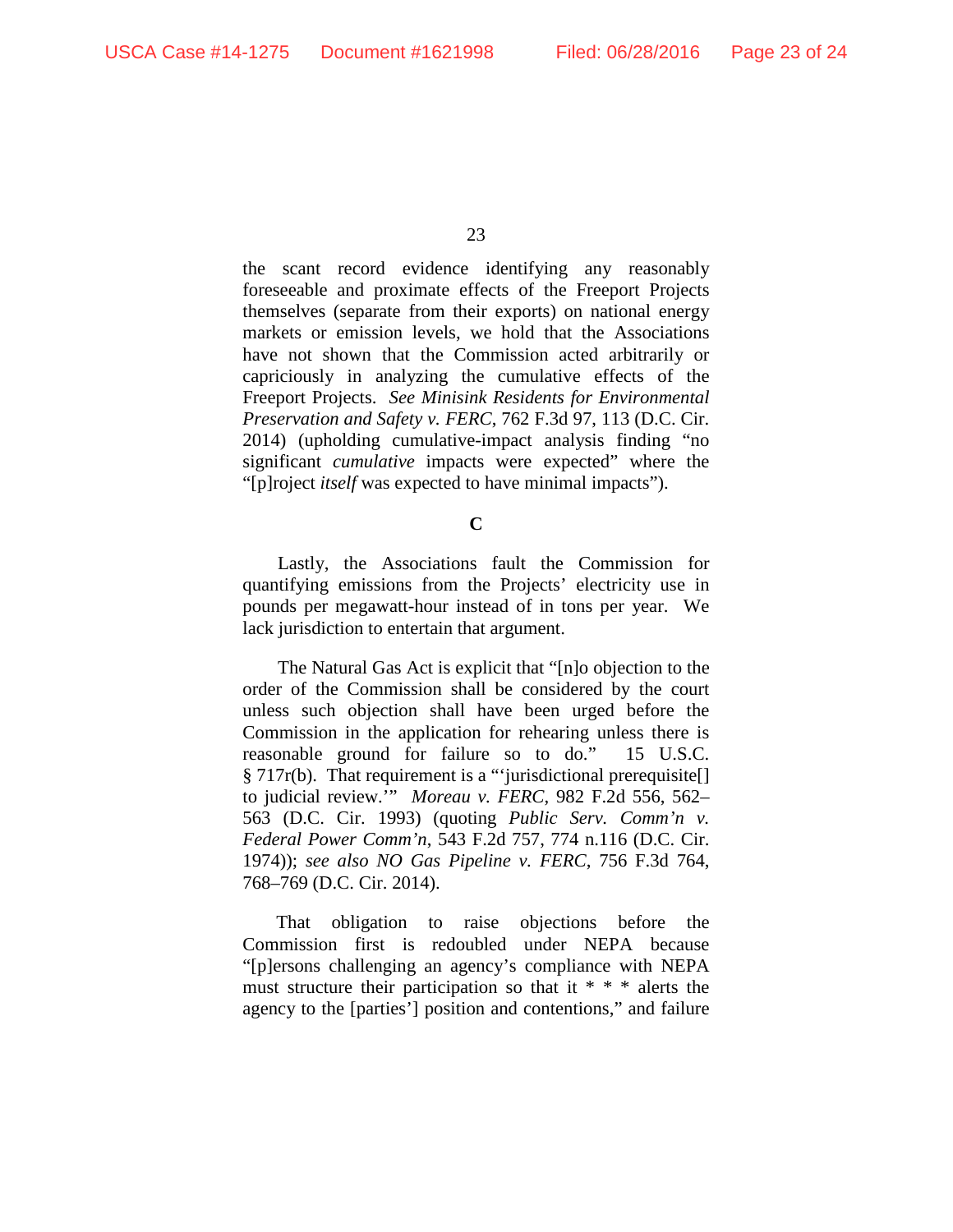the scant record evidence identifying any reasonably foreseeable and proximate effects of the Freeport Projects themselves (separate from their exports) on national energy markets or emission levels, we hold that the Associations have not shown that the Commission acted arbitrarily or capriciously in analyzing the cumulative effects of the Freeport Projects. *See Minisink Residents for Environmental Preservation and Safety v. FERC*, 762 F.3d 97, 113 (D.C. Cir. 2014) (upholding cumulative-impact analysis finding "no significant *cumulative* impacts were expected" where the "[p]roject *itself* was expected to have minimal impacts").

### C

Lastly, the Associations fault the Commission for quantifying emissions from the Projects' electricity use in pounds per megawatt-hour instead of in tons per year. We lack jurisdiction to entertain that argument.

The Natural Gas Act is explicit that "[n]o objection to the order of the Commission shall be considered by the court unless such objection shall have been urged before the Commission in the application for rehearing unless there is reasonable ground for failure so to do." 15 U.S.C. § 717r(b). That requirement is a "'jurisdictional prerequisite[] to judicial review.'" *Moreau v. FERC*, 982 F.2d 556, 562–563 (D.C. Cir. 1993) (quoting *Public Serv. Comm'n v. Federal Power Comm'n*, 543 F.2d 757, 774 n.116 (D.C. Cir. 1974)); *see also NO Gas Pipeline v. FERC*, 756 F.3d 764, 768–769 (D.C. Cir. 2014).

That obligation to raise objections before the Commission first is redoubled under NEPA because "[p]ersons challenging an agency's compliance with NEPA must structure their participation so that it * * * alerts the agency to the [parties'] position and contentions," and failure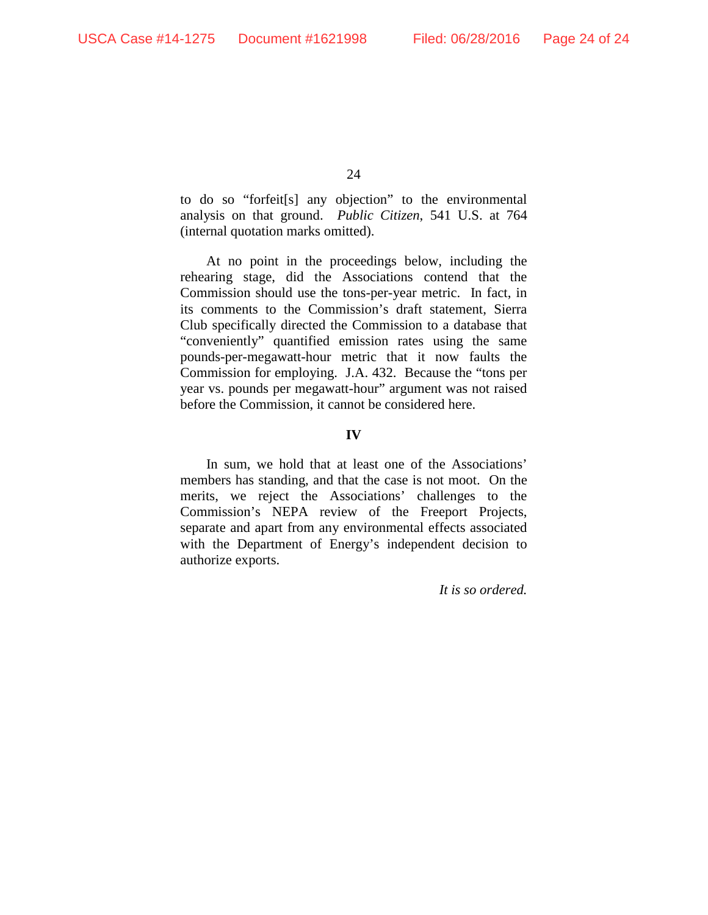to do so "forfeit[s] any objection" to the environmental analysis on that ground. *Public Citizen*, 541 U.S. at 764 (internal quotation marks omitted).

At no point in the proceedings below, including the rehearing stage, did the Associations contend that the Commission should use the tons-per-year metric. In fact, in its comments to the Commission's draft statement, Sierra Club specifically directed the Commission to a database that "conveniently" quantified emission rates using the same pounds-per-megawatt-hour metric that it now faults the Commission for employing. J.A. 432. Because the "tons per year vs. pounds per megawatt-hour" argument was not raised before the Commission, it cannot be considered here.

**IV**

In sum, we hold that at least one of the Associations' members has standing, and that the case is not moot. On the merits, we reject the Associations' challenges to the Commission's NEPA review of the Freeport Projects, separate and apart from any environmental effects associated with the Department of Energy's independent decision to authorize exports.

*It is so ordered.*